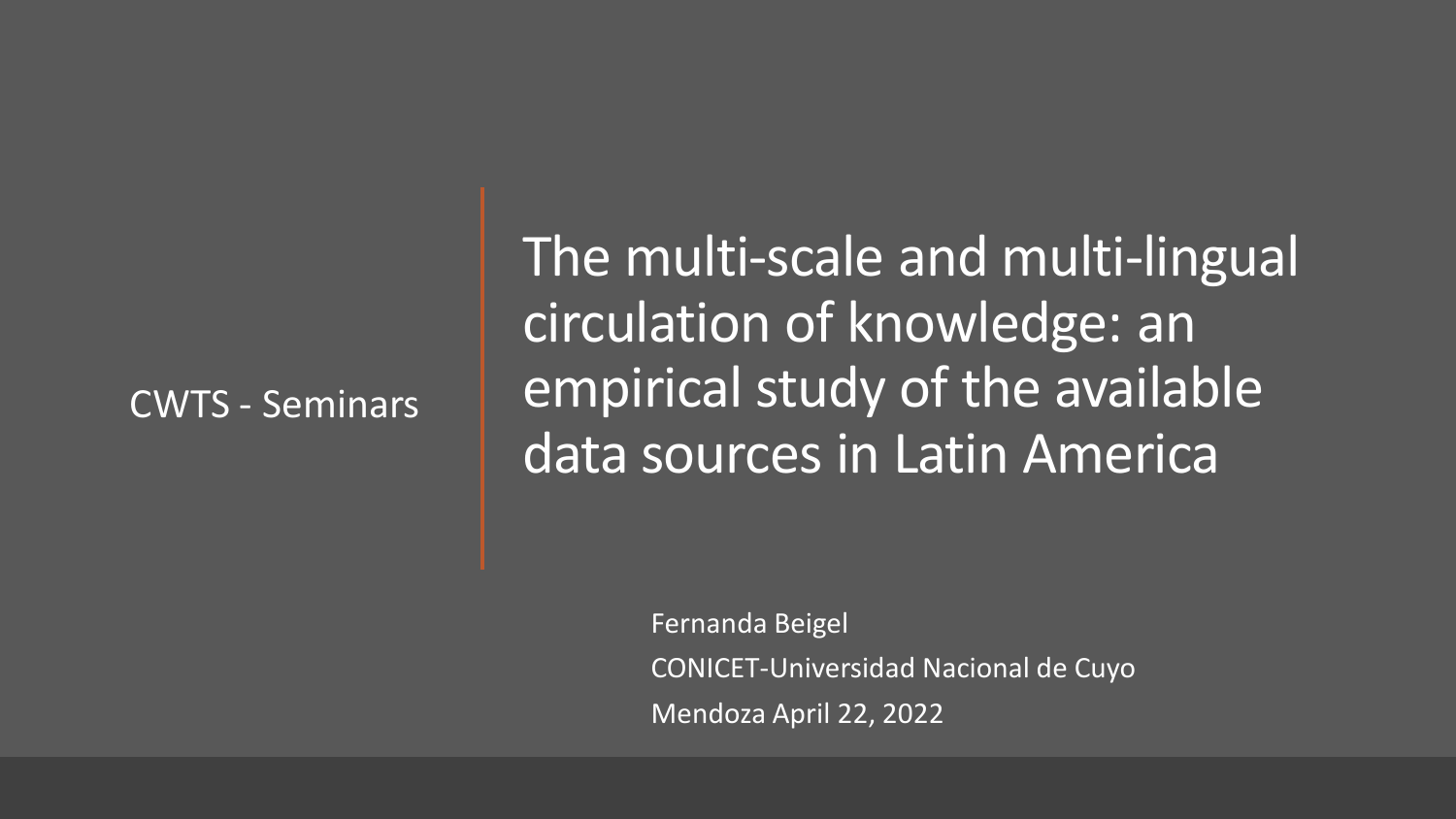CWTS - Seminars

# The multi-scale and multi-lingual circulation of knowledge: an empirical study of the available data sources in Latin America

Fernanda Beigel

CONICET-Universidad Nacional de Cuyo

Mendoza April 22, 2022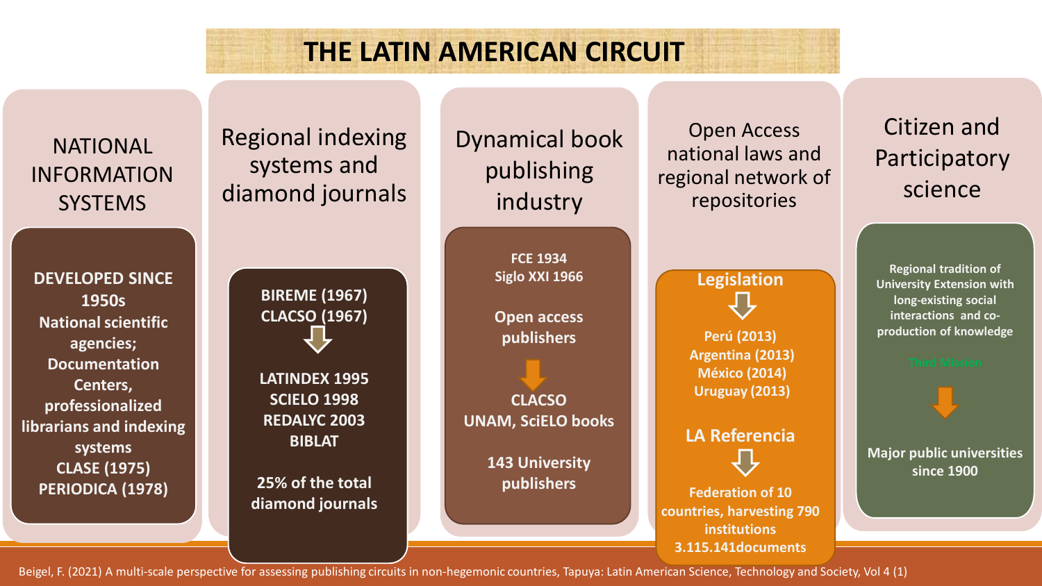# THE LATIN AMERICAN CIRCUIT

## NATIONAL INFORMATION SYSTEMS

**DEVELOPED SINCE 1950s**
**National scientific agencies; Documentation Centers, professionalized librarians and indexing systems**
**CLASE (1975)**
**PERIODICA (1978)**

## Regional indexing systems and diamond journals

**BIREME (1967)**
**CLACSO (1967)**

⇩

**LATINDEX 1995**
**SCIELO 1998**
**REDALYC 2003**
**BIBLAT**

**25% of the total diamond journals**

## Dynamical book publishing industry

**FCE 1934**
**Siglo XXI 1966**

**Open access publishers**

⇩

**CLACSO**
**UNAM, SciELO books**

**143 University publishers**

## Open Access national laws and regional network of repositories

**Legislation**

⇩

**Perú (2013)**
**Argentina (2013)**
**México (2014)**
**Uruguay (2013)**

**LA Referencia**

⇩

**Federation of 10 countries, harvesting 790 institutions 3.115.141documents**

## Citizen and Participatory science

**Regional tradition of University Extension with long-existing social interactions and co-production of knowledge**

**Third Mission**

⇩

**Major public universities since 1900**

Beigel, F. (2021) A multi-scale perspective for assessing publishing circuits in non-hegemonic countries, Tapuya: Latin American Science, Technology and Society, Vol 4 (1)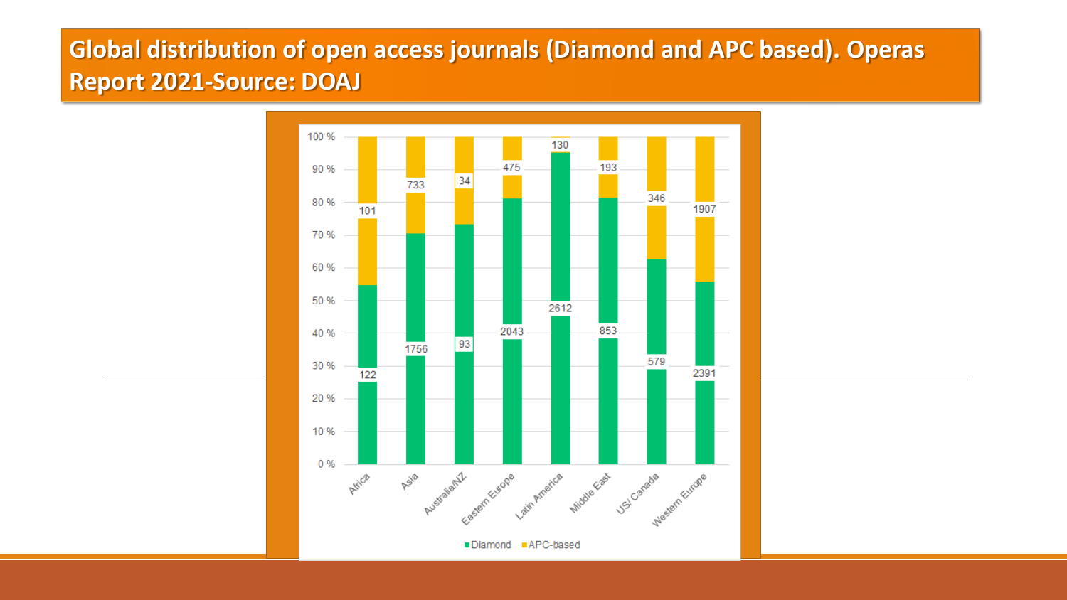# Global distribution of open access journals (Diamond and APC based). Operas Report 2021-Source: DOAJ

| Region | Diamond | APC-based |
| --- | --- | --- |
| Africa | 122 | 101 |
| Asia | 1756 | 733 |
| Australia/NZ | 93 | 34 |
| Eastern Europe | 2043 | 475 |
| Latin America | 2612 | 130 |
| Middle East | 853 | 193 |
| US/ Canada | 579 | 346 |
| Western Europe | 2391 | 1907 |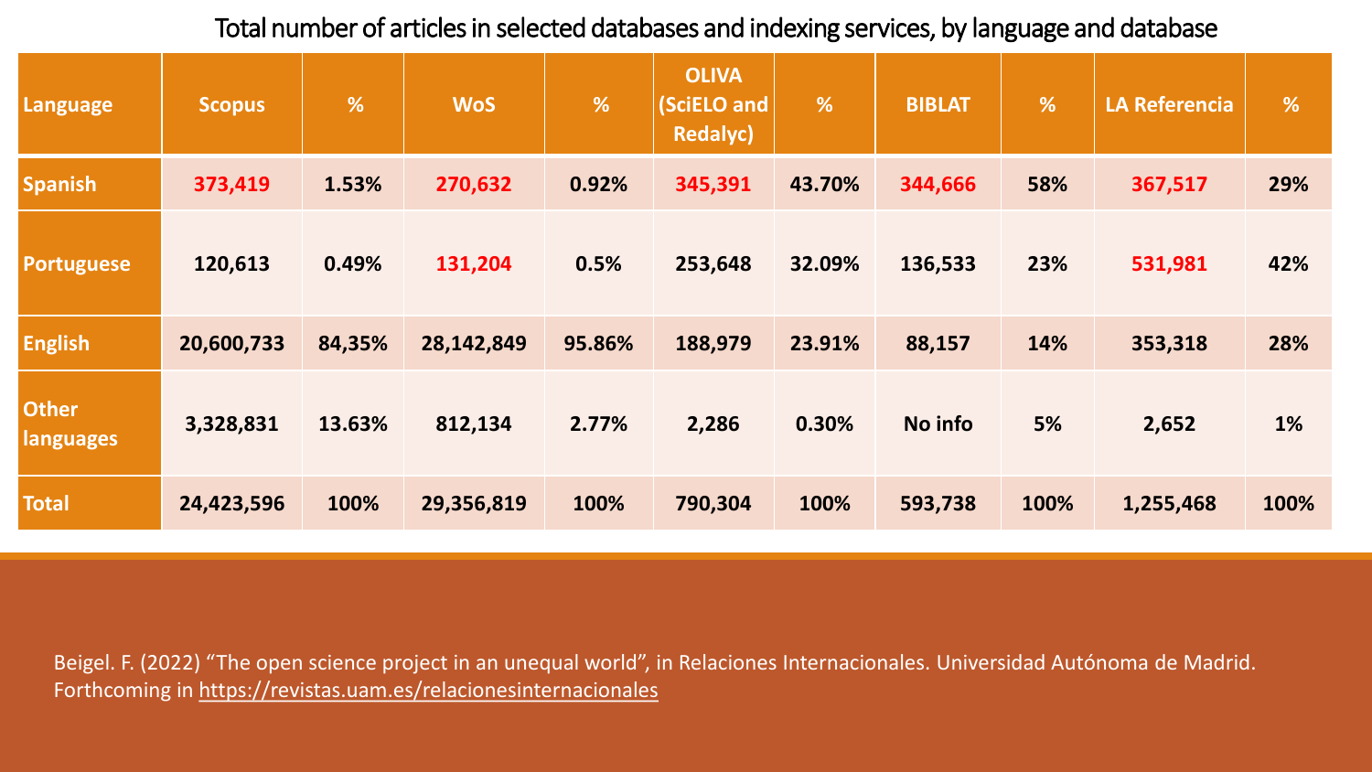Total number of articles in selected databases and indexing services, by language and database

| Language | Scopus | % | WoS | % | OLIVA (SciELO and Redalyc) | % | BIBLAT | % | LA Referencia | % |
|---|---|---|---|---|---|---|---|---|---|---|
| Spanish | 373,419 | 1.53% | 270,632 | 0.92% | 345,391 | 43.70% | 344,666 | 58% | 367,517 | 29% |
| Portuguese | 120,613 | 0.49% | 131,204 | 0.5% | 253,648 | 32.09% | 136,533 | 23% | 531,981 | 42% |
| English | 20,600,733 | 84,35% | 28,142,849 | 95.86% | 188,979 | 23.91% | 88,157 | 14% | 353,318 | 28% |
| Other languages | 3,328,831 | 13.63% | 812,134 | 2.77% | 2,286 | 0.30% | No info | 5% | 2,652 | 1% |
| Total | 24,423,596 | 100% | 29,356,819 | 100% | 790,304 | 100% | 593,738 | 100% | 1,255,468 | 100% |

Beigel. F. (2022) “The open science project in an unequal world”, in Relaciones Internacionales. Universidad Autónoma de Madrid. Forthcoming in https://revistas.uam.es/relacionesinternacionales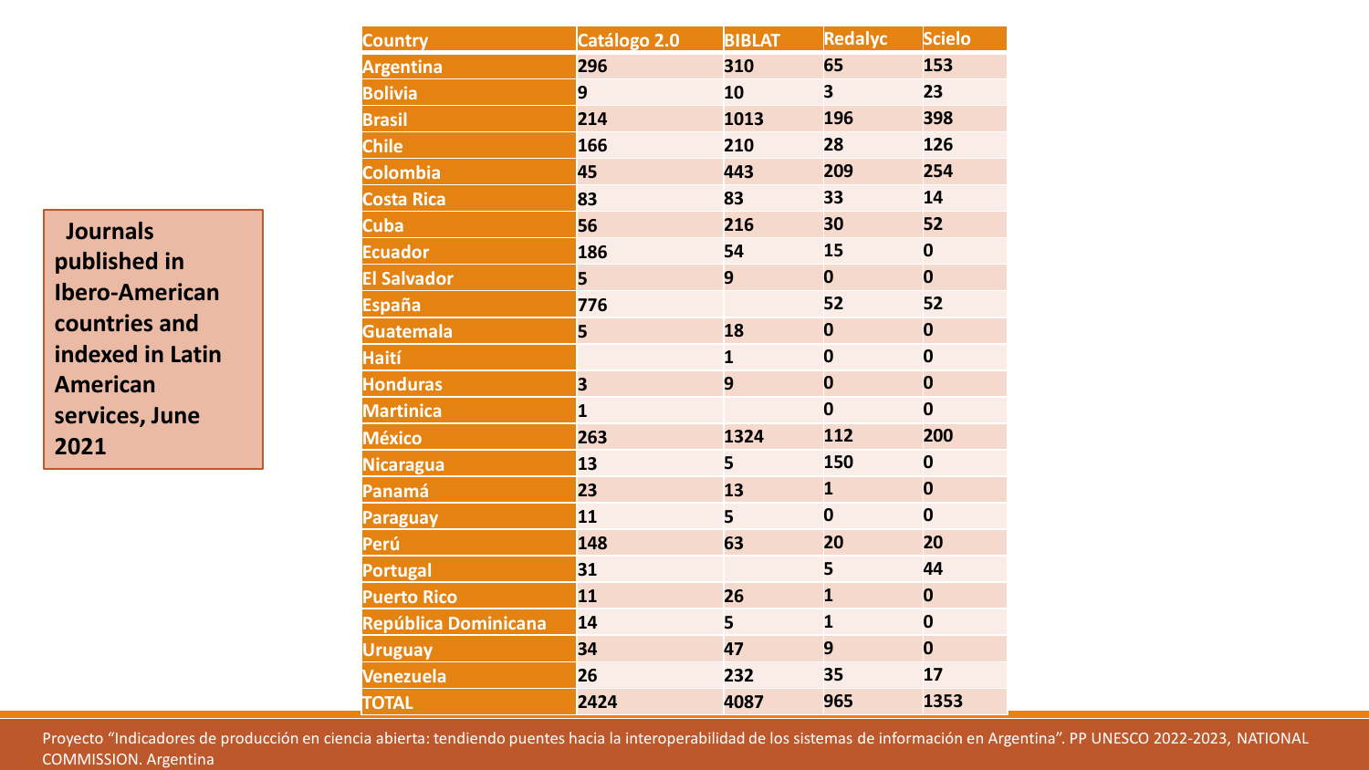**Journals published in Ibero-American countries and indexed in Latin American services, June 2021**

| Country | Catálogo 2.0 | BIBLAT | Redalyc | Scielo |
|---|---|---|---|---|
| Argentina | 296 | 310 | 65 | 153 |
| Bolivia | 9 | 10 | 3 | 23 |
| Brasil | 214 | 1013 | 196 | 398 |
| Chile | 166 | 210 | 28 | 126 |
| Colombia | 45 | 443 | 209 | 254 |
| Costa Rica | 83 | 83 | 33 | 14 |
| Cuba | 56 | 216 | 30 | 52 |
| Ecuador | 186 | 54 | 15 | 0 |
| El Salvador | 5 | 9 | 0 | 0 |
| España | 776 | | 52 | 52 |
| Guatemala | 5 | 18 | 0 | 0 |
| Haití | | 1 | 0 | 0 |
| Honduras | 3 | 9 | 0 | 0 |
| Martinica | 1 | | 0 | 0 |
| México | 263 | 1324 | 112 | 200 |
| Nicaragua | 13 | 5 | 150 | 0 |
| Panamá | 23 | 13 | 1 | 0 |
| Paraguay | 11 | 5 | 0 | 0 |
| Perú | 148 | 63 | 20 | 20 |
| Portugal | 31 | | 5 | 44 |
| Puerto Rico | 11 | 26 | 1 | 0 |
| República Dominicana | 14 | 5 | 1 | 0 |
| Uruguay | 34 | 47 | 9 | 0 |
| Venezuela | 26 | 232 | 35 | 17 |
| TOTAL | 2424 | 4087 | 965 | 1353 |

Proyecto "Indicadores de producción en ciencia abierta: tendiendo puentes hacia la interoperabilidad de los sistemas de información en Argentina". PP UNESCO 2022-2023, NATIONAL COMMISSION. Argentina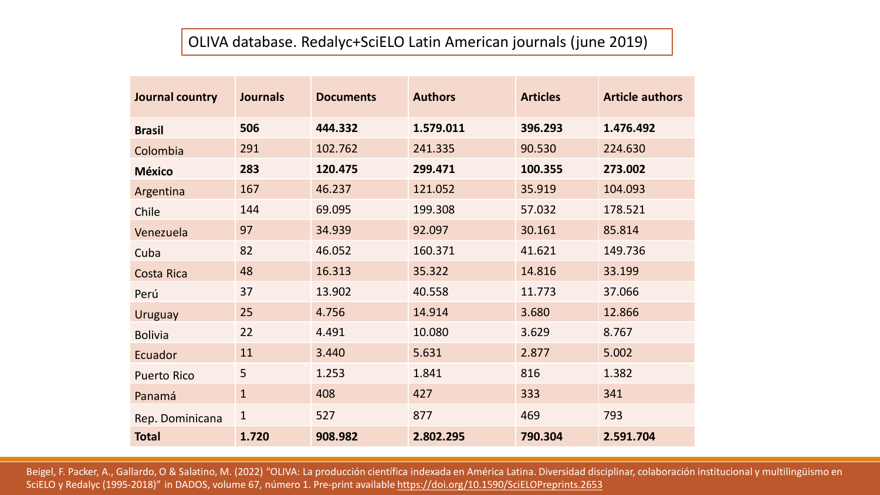OLIVA database. Redalyc+SciELO Latin American journals (june 2019)

| Journal country | Journals | Documents | Authors | Articles | Article authors |
|---|---|---|---|---|---|
| **Brasil** | **506** | **444.332** | **1.579.011** | **396.293** | **1.476.492** |
| Colombia | 291 | 102.762 | 241.335 | 90.530 | 224.630 |
| **México** | **283** | **120.475** | **299.471** | **100.355** | **273.002** |
| Argentina | 167 | 46.237 | 121.052 | 35.919 | 104.093 |
| Chile | 144 | 69.095 | 199.308 | 57.032 | 178.521 |
| Venezuela | 97 | 34.939 | 92.097 | 30.161 | 85.814 |
| Cuba | 82 | 46.052 | 160.371 | 41.621 | 149.736 |
| Costa Rica | 48 | 16.313 | 35.322 | 14.816 | 33.199 |
| Perú | 37 | 13.902 | 40.558 | 11.773 | 37.066 |
| Uruguay | 25 | 4.756 | 14.914 | 3.680 | 12.866 |
| Bolivia | 22 | 4.491 | 10.080 | 3.629 | 8.767 |
| Ecuador | 11 | 3.440 | 5.631 | 2.877 | 5.002 |
| Puerto Rico | 5 | 1.253 | 1.841 | 816 | 1.382 |
| Panamá | 1 | 408 | 427 | 333 | 341 |
| Rep. Dominicana | 1 | 527 | 877 | 469 | 793 |
| **Total** | **1.720** | **908.982** | **2.802.295** | **790.304** | **2.591.704** |

Beigel, F. Packer, A., Gallardo, O & Salatino, M. (2022) "OLIVA: La producción científica indexada en América Latina. Diversidad disciplinar, colaboración institucional y multilingüismo en SciELO y Redalyc (1995-2018)" in DADOS, volume 67, número 1. Pre-print available https://doi.org/10.1590/SciELOPreprints.2653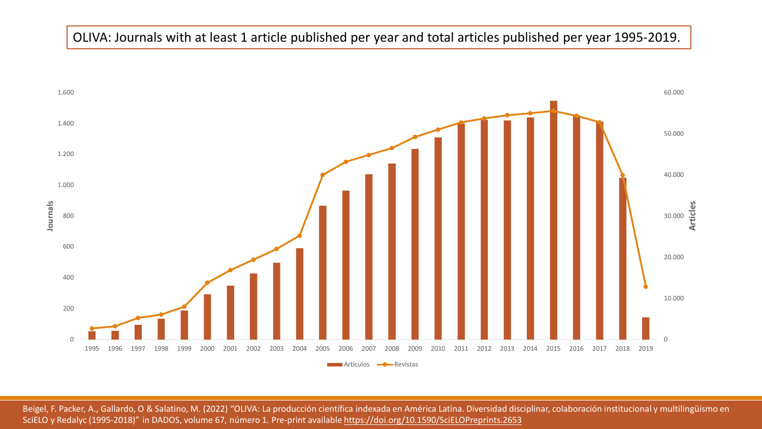# OLIVA: Journals with at least 1 article published per year and total articles published per year 1995-2019.

Journals | Articles

1995 1996 1997 1998 1999 2000 2001 2002 2003 2004 2005 2006 2007 2008 2009 2010 2011 2012 2013 2014 2015 2016 2017 2018 2019

Artículos — Revistas

Beigel, F. Packer, A., Gallardo, O & Salatino, M. (2022) "OLIVA: La producción científica indexada en América Latina. Diversidad disciplinar, colaboración institucional y multilingüismo en SciELO y Redalyc (1995-2018)" in DADOS, volume 67, número 1. Pre-print available https://doi.org/10.1590/SciELOPreprints.2653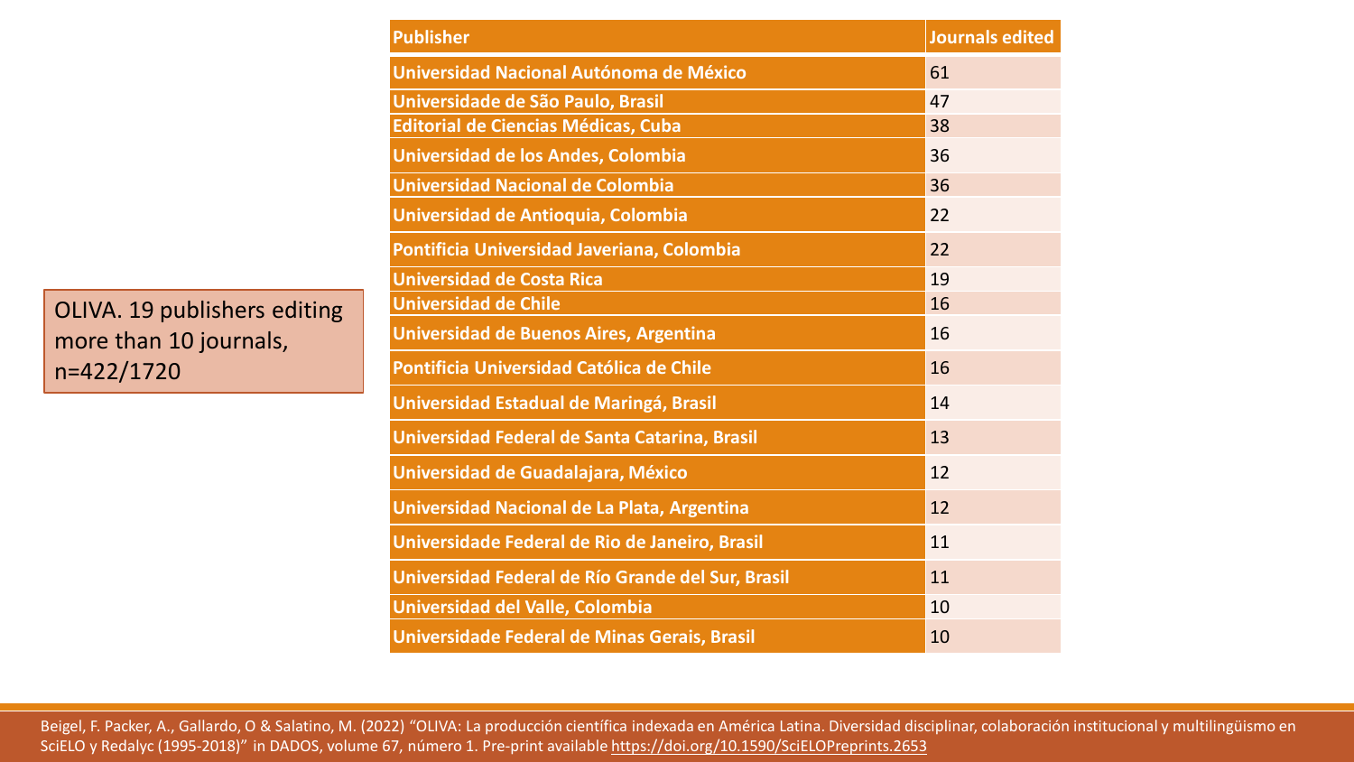OLIVA. 19 publishers editing more than 10 journals, n=422/1720

| Publisher | Journals edited |
| --- | --- |
| Universidad Nacional Autónoma de México | 61 |
| Universidade de São Paulo, Brasil | 47 |
| Editorial de Ciencias Médicas, Cuba | 38 |
| Universidad de los Andes, Colombia | 36 |
| Universidad Nacional de Colombia | 36 |
| Universidad de Antioquia, Colombia | 22 |
| Pontificia Universidad Javeriana, Colombia | 22 |
| Universidad de Costa Rica | 19 |
| Universidad de Chile | 16 |
| Universidad de Buenos Aires, Argentina | 16 |
| Pontificia Universidad Católica de Chile | 16 |
| Universidad Estadual de Maringá, Brasil | 14 |
| Universidad Federal de Santa Catarina, Brasil | 13 |
| Universidad de Guadalajara, México | 12 |
| Universidad Nacional de La Plata, Argentina | 12 |
| Universidade Federal de Rio de Janeiro, Brasil | 11 |
| Universidad Federal de Río Grande del Sur, Brasil | 11 |
| Universidad del Valle, Colombia | 10 |
| Universidade Federal de Minas Gerais, Brasil | 10 |

Beigel, F. Packer, A., Gallardo, O & Salatino, M. (2022) "OLIVA: La producción científica indexada en América Latina. Diversidad disciplinar, colaboración institucional y multilingüismo en SciELO y Redalyc (1995-2018)" in DADOS, volume 67, número 1. Pre-print available https://doi.org/10.1590/SciELOPreprints.2653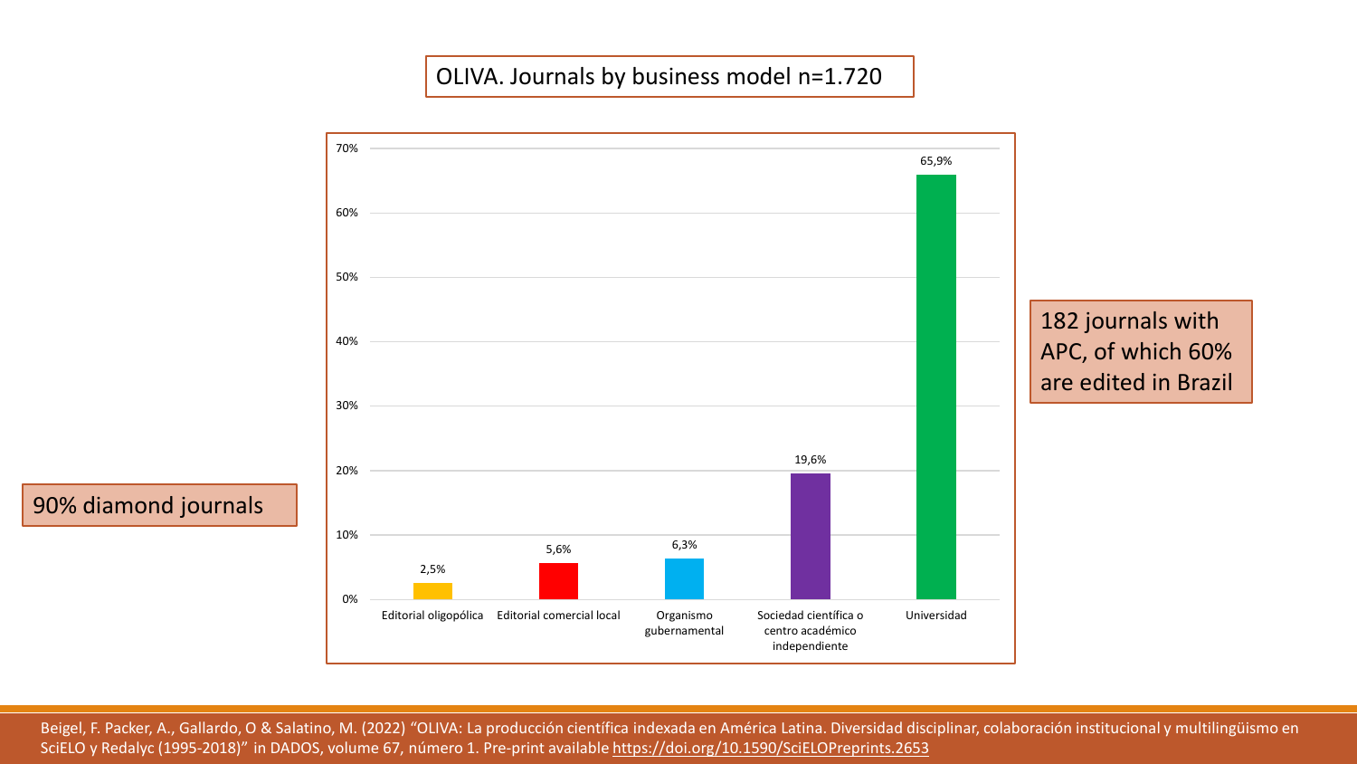## OLIVA. Journals by business model n=1.720

| Business model | % |
| --- | --- |
| Editorial oligopólica | 2,5% |
| Editorial comercial local | 5,6% |
| Organismo gubernamental | 6,3% |
| Sociedad científica o centro académico independiente | 19,6% |
| Universidad | 65,9% |

90% diamond journals

182 journals with APC, of which 60% are edited in Brazil

Beigel, F. Packer, A., Gallardo, O & Salatino, M. (2022) "OLIVA: La producción científica indexada en América Latina. Diversidad disciplinar, colaboración institucional y multilingüismo en SciELO y Redalyc (1995-2018)" in DADOS, volume 67, número 1. Pre-print available https://doi.org/10.1590/SciELOPreprints.2653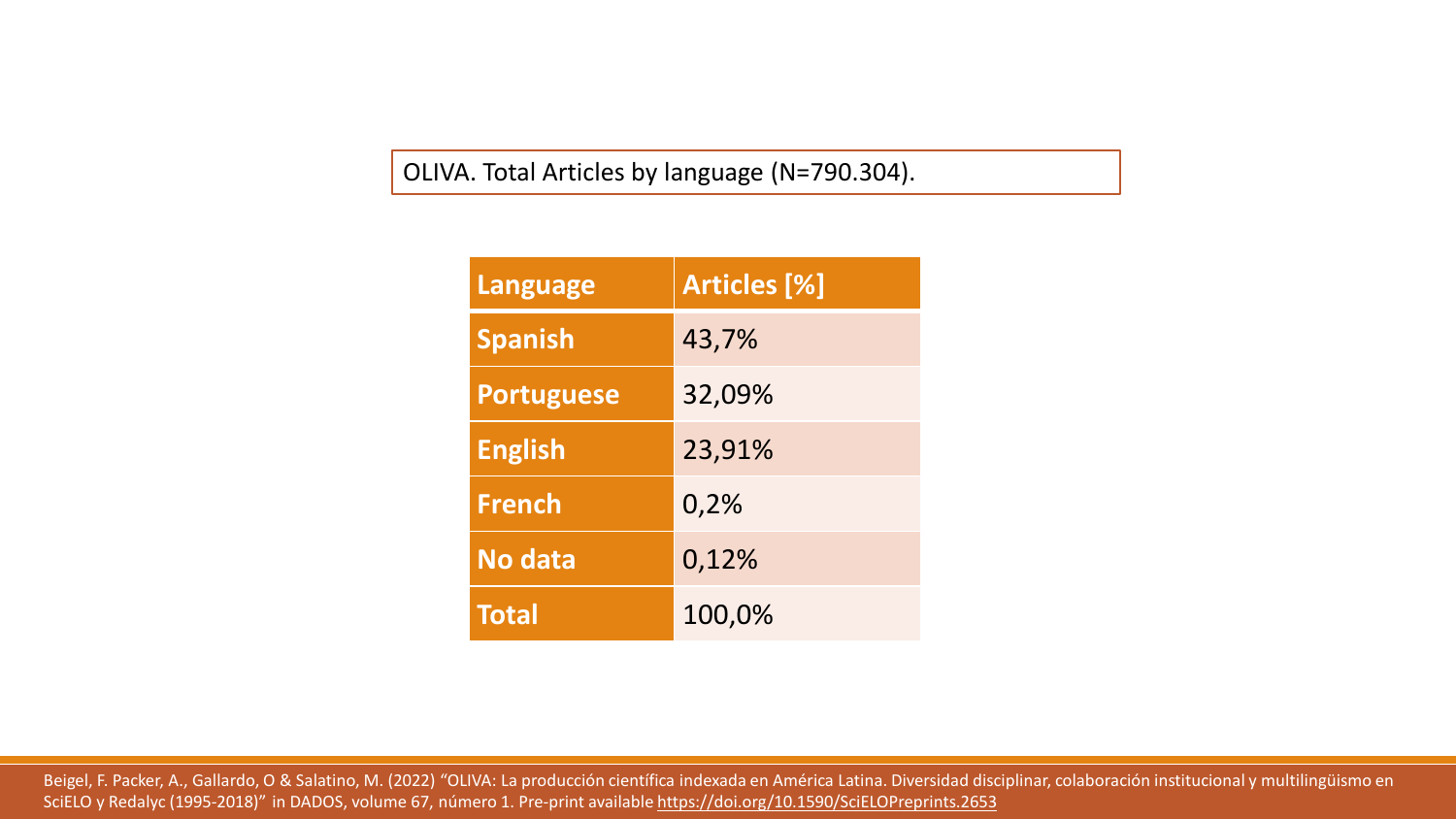OLIVA. Total Articles by language (N=790.304).

| Language | Articles [%] |
| --- | --- |
| Spanish | 43,7% |
| Portuguese | 32,09% |
| English | 23,91% |
| French | 0,2% |
| No data | 0,12% |
| Total | 100,0% |

Beigel, F. Packer, A., Gallardo, O & Salatino, M. (2022) "OLIVA: La producción científica indexada en América Latina. Diversidad disciplinar, colaboración institucional y multilingüismo en SciELO y Redalyc (1995-2018)" in DADOS, volume 67, número 1. Pre-print available https://doi.org/10.1590/SciELOPreprints.2653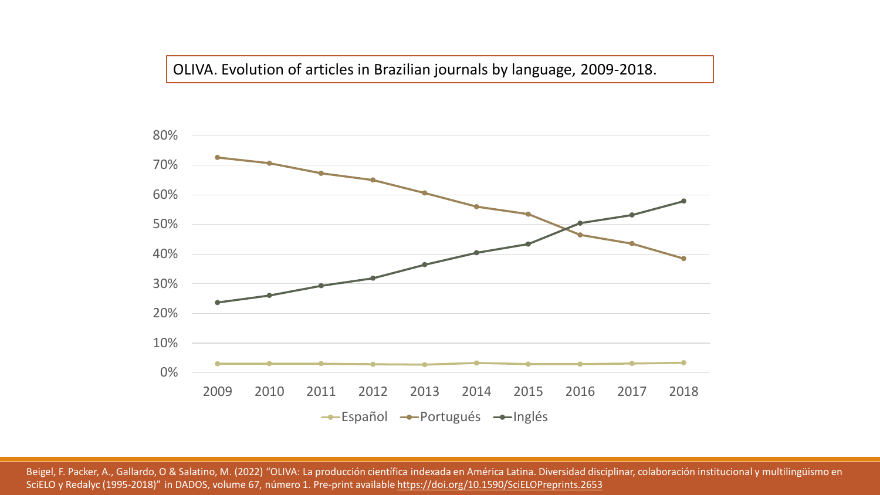OLIVA. Evolution of articles in Brazilian journals by language, 2009-2018.

Beigel, F. Packer, A., Gallardo, O & Salatino, M. (2022) "OLIVA: La producción científica indexada en América Latina. Diversidad disciplinar, colaboración institucional y multilingüismo en SciELO y Redalyc (1995-2018)" in DADOS, volume 67, número 1. Pre-print available https://doi.org/10.1590/SciELOPreprints.2653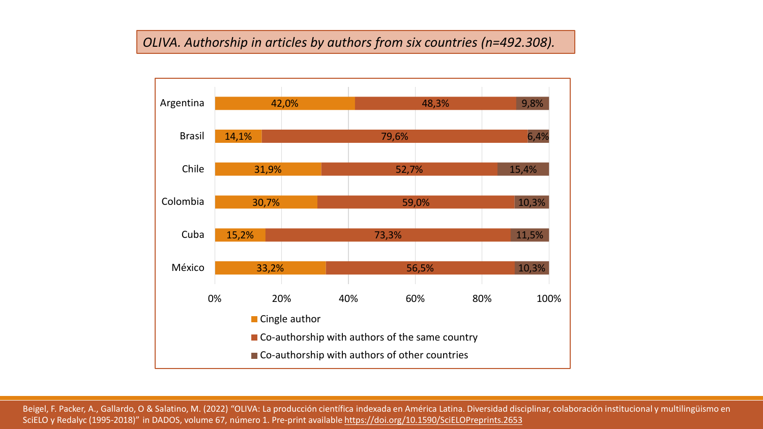*OLIVA. Authorship in articles by authors from six countries (n=492.308).*

| Country | Cingle author | Co-authorship with authors of the same country | Co-authorship with authors of other countries |
|---|---|---|---|
| Argentina | 42,0% | 48,3% | 9,8% |
| Brasil | 14,1% | 79,6% | 6,4% |
| Chile | 31,9% | 52,7% | 15,4% |
| Colombia | 30,7% | 59,0% | 10,3% |
| Cuba | 15,2% | 73,3% | 11,5% |
| México | 33,2% | 56,5% | 10,3% |

Beigel, F. Packer, A., Gallardo, O & Salatino, M. (2022) "OLIVA: La producción científica indexada en América Latina. Diversidad disciplinar, colaboración institucional y multilingüismo en SciELO y Redalyc (1995-2018)" in DADOS, volume 67, número 1. Pre-print available https://doi.org/10.1590/SciELOPreprints.2653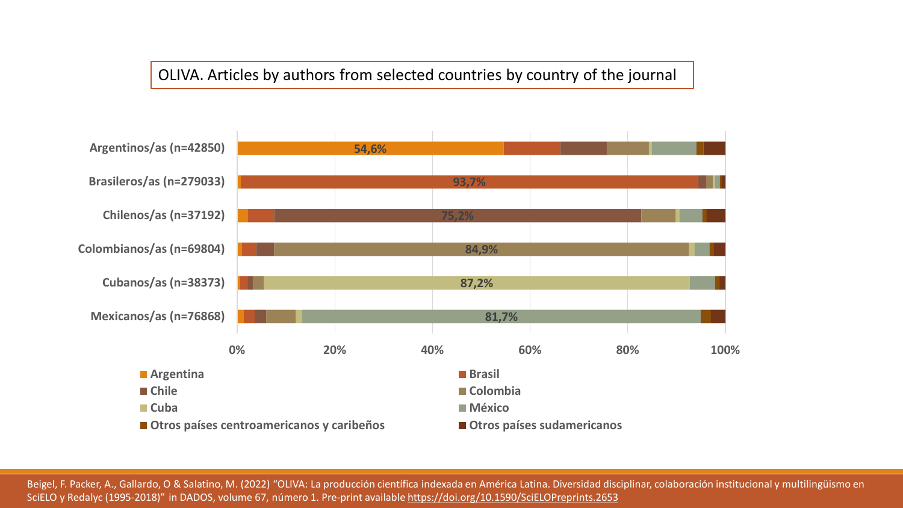OLIVA. Articles by authors from selected countries by country of the journal

| | Percentage shown |
|---|---|
| Argentinos/as (n=42850) | 54,6% |
| Brasileros/as (n=279033) | 93,7% |
| Chilenos/as (n=37192) | 75,2% |
| Colombianos/as (n=69804) | 84,9% |
| Cubanos/as (n=38373) | 87,2% |
| Mexicanos/as (n=76868) | 81,7% |

0% 20% 40% 60% 80% 100%

- Argentina
- Brasil
- Chile
- Colombia
- Cuba
- México
- Otros países centroamericanos y caribeños
- Otros países sudamericanos

Beigel, F. Packer, A., Gallardo, O & Salatino, M. (2022) "OLIVA: La producción científica indexada en América Latina. Diversidad disciplinar, colaboración institucional y multilingüismo en SciELO y Redalyc (1995-2018)" in DADOS, volume 67, número 1. Pre-print available https://doi.org/10.1590/SciELOPreprints.2653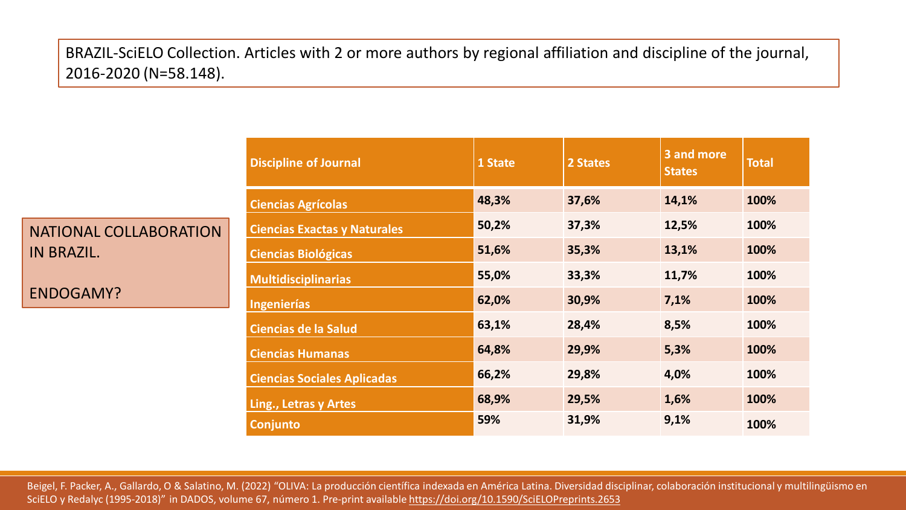BRAZIL-SciELO Collection. Articles with 2 or more authors by regional affiliation and discipline of the journal, 2016-2020 (N=58.148).

NATIONAL COLLABORATION IN BRAZIL.

ENDOGAMY?

| Discipline of Journal | 1 State | 2 States | 3 and more States | Total |
|---|---|---|---|---|
| **Ciencias Agrícolas** | **48,3%** | **37,6%** | **14,1%** | **100%** |
| **Ciencias Exactas y Naturales** | **50,2%** | **37,3%** | **12,5%** | **100%** |
| **Ciencias Biológicas** | **51,6%** | **35,3%** | **13,1%** | **100%** |
| **Multidisciplinarias** | **55,0%** | **33,3%** | **11,7%** | **100%** |
| **Ingenierías** | **62,0%** | **30,9%** | **7,1%** | **100%** |
| **Ciencias de la Salud** | **63,1%** | **28,4%** | **8,5%** | **100%** |
| **Ciencias Humanas** | **64,8%** | **29,9%** | **5,3%** | **100%** |
| **Ciencias Sociales Aplicadas** | **66,2%** | **29,8%** | **4,0%** | **100%** |
| **Ling., Letras y Artes** | **68,9%** | **29,5%** | **1,6%** | **100%** |
| **Conjunto** | **59%** | **31,9%** | **9,1%** | **100%** |

Beigel, F. Packer, A., Gallardo, O & Salatino, M. (2022) "OLIVA: La producción científica indexada en América Latina. Diversidad disciplinar, colaboración institucional y multilingüismo en SciELO y Redalyc (1995-2018)" in DADOS, volume 67, número 1. Pre-print available https://doi.org/10.1590/SciELOPreprints.2653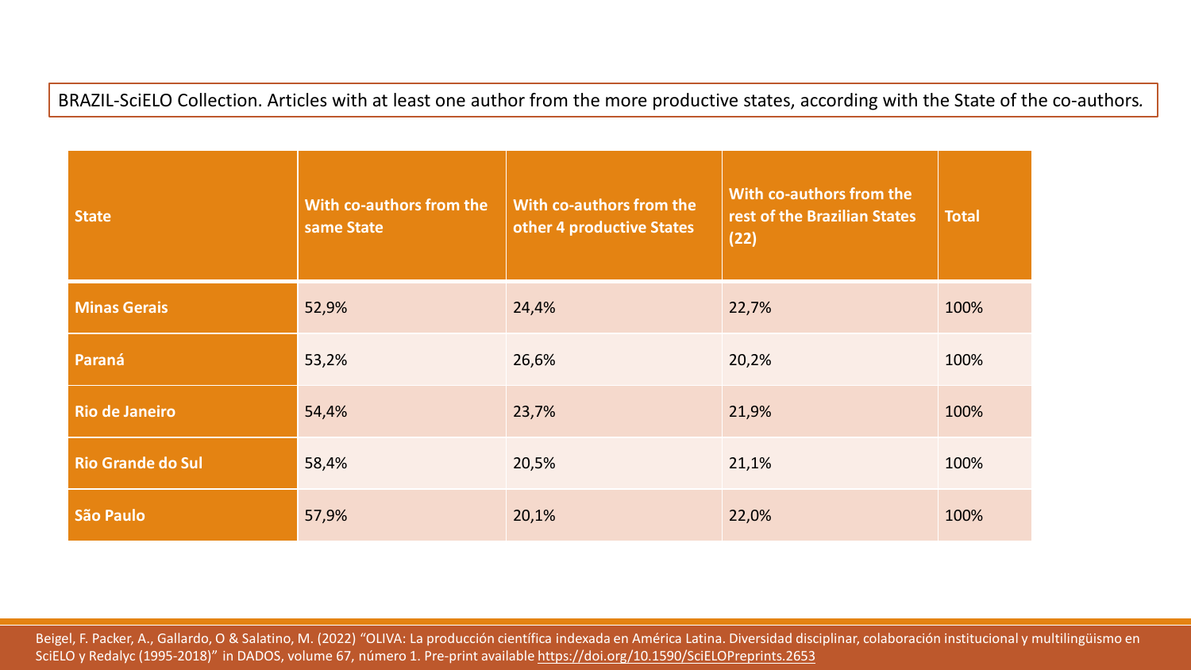BRAZIL-SciELO Collection. Articles with at least one author from the more productive states, according with the State of the co-authors.

| State | With co-authors from the same State | With co-authors from the other 4 productive States | With co-authors from the rest of the Brazilian States (22) | Total |
| --- | --- | --- | --- | --- |
| **Minas Gerais** | 52,9% | 24,4% | 22,7% | 100% |
| **Paraná** | 53,2% | 26,6% | 20,2% | 100% |
| **Rio de Janeiro** | 54,4% | 23,7% | 21,9% | 100% |
| **Rio Grande do Sul** | 58,4% | 20,5% | 21,1% | 100% |
| **São Paulo** | 57,9% | 20,1% | 22,0% | 100% |

Beigel, F. Packer, A., Gallardo, O & Salatino, M. (2022) "OLIVA: La producción científica indexada en América Latina. Diversidad disciplinar, colaboración institucional y multilingüismo en SciELO y Redalyc (1995-2018)" in DADOS, volume 67, número 1. Pre-print available https://doi.org/10.1590/SciELOPreprints.2653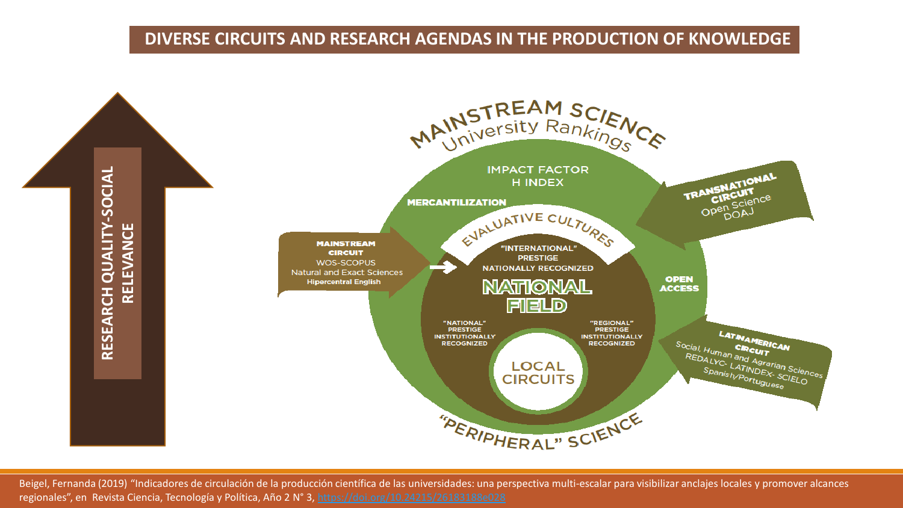## DIVERSE CIRCUITS AND RESEARCH AGENDAS IN THE PRODUCTION OF KNOWLEDGE

RESEARCH QUALITY-SOCIAL RELEVANCE

MAINSTREAM SCIENCE
University Rankings

IMPACT FACTOR
H INDEX

MERCANTILIZATION

EVALUATIVE CULTURES

"INTERNATIONAL" PRESTIGE
NATIONALLY RECOGNIZED

NATIONAL FIELD

"NATIONAL" PRESTIGE
INSTITUTIONALLY RECOGNIZED

"REGIONAL" PRESTIGE
INSTITUTIONALLY RECOGNIZED

LOCAL CIRCUITS

OPEN ACCESS

"PERIPHERAL" SCIENCE

**MAINSTREAM CIRCUIT**
WOS-SCOPUS
Natural and Exact Sciences
**Hipercentral English**

**TRANSNATIONAL CIRCUIT**
Open Science
DOAJ

**LATINAMERICAN CIRCUIT**
Social, Human and Agrarian Sciences
REDALYC- LATINDEX- SCIELO
Spanish/Portuguese

Beigel, Fernanda (2019) "Indicadores de circulación de la producción científica de las universidades: una perspectiva multi-escalar para visibilizar anclajes locales y promover alcances regionales", en Revista Ciencia, Tecnología y Política, Año 2 N° 3, https://doi.org/10.24215/26183188e028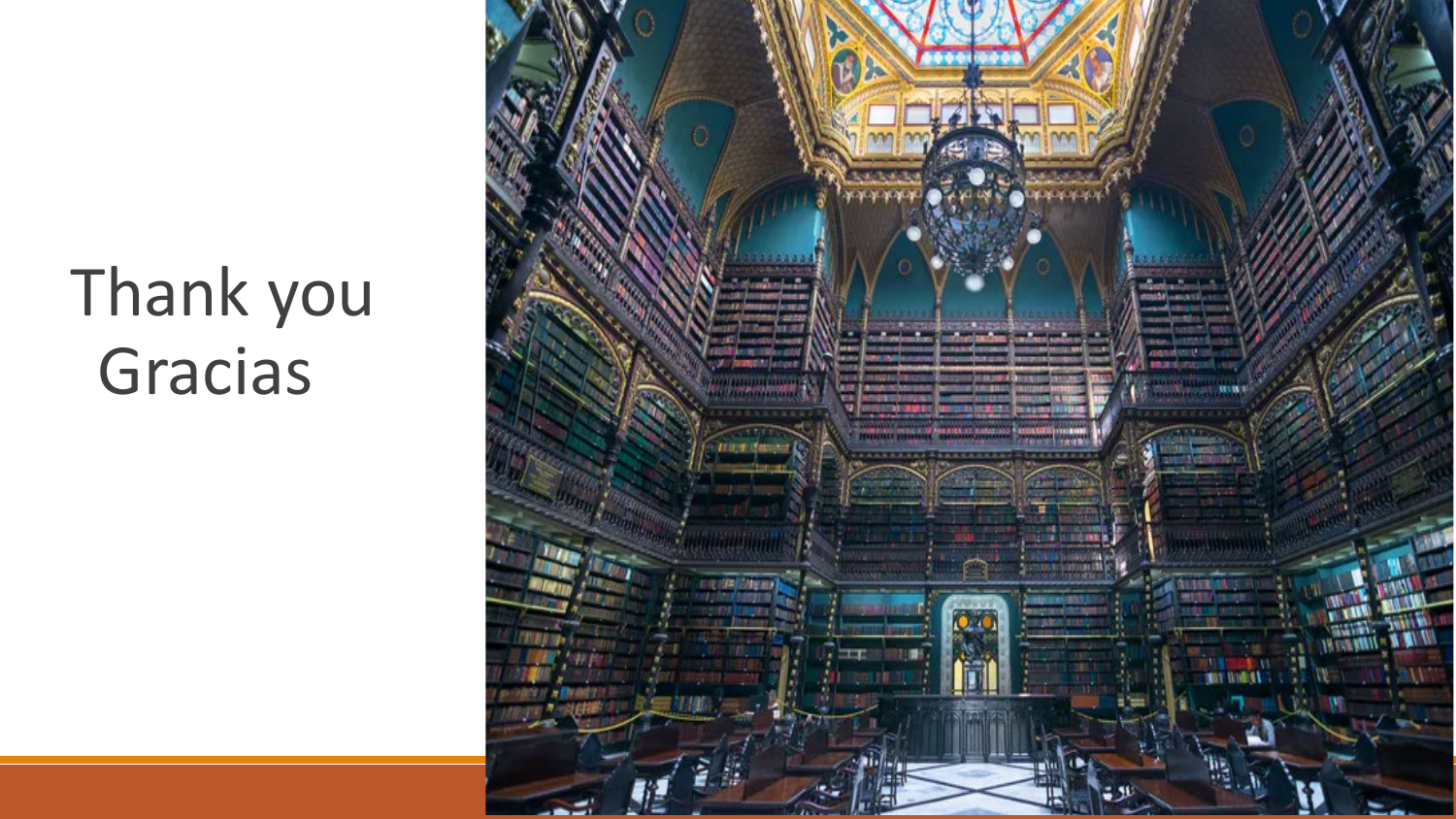Thank you

Gracias